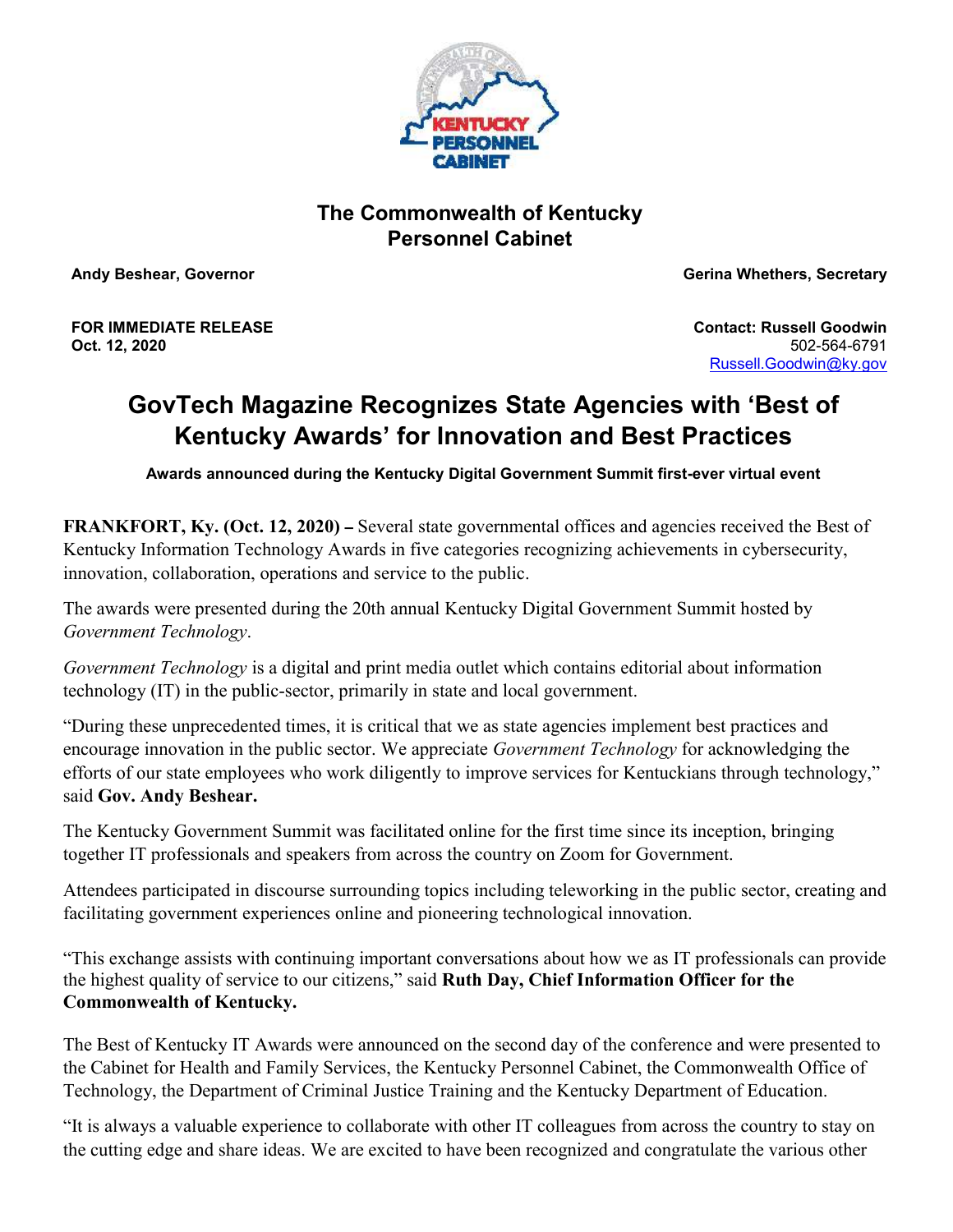## The Commonwealth of Kentucky
## Personnel Cabinet

**Andy Beshear, Governor** **Gerina Whethers, Secretary**

**FOR IMMEDIATE RELEASE**
**Oct. 12, 2020**

**Contact: Russell Goodwin**
502-564-6791
Russell.Goodwin@ky.gov

# GovTech Magazine Recognizes State Agencies with 'Best of Kentucky Awards' for Innovation and Best Practices

**Awards announced during the Kentucky Digital Government Summit first-ever virtual event**

**FRANKFORT, Ky. (Oct. 12, 2020) –** Several state governmental offices and agencies received the Best of Kentucky Information Technology Awards in five categories recognizing achievements in cybersecurity, innovation, collaboration, operations and service to the public.

The awards were presented during the 20th annual Kentucky Digital Government Summit hosted by *Government Technology*.

*Government Technology* is a digital and print media outlet which contains editorial about information technology (IT) in the public-sector, primarily in state and local government.

"During these unprecedented times, it is critical that we as state agencies implement best practices and encourage innovation in the public sector. We appreciate *Government Technology* for acknowledging the efforts of our state employees who work diligently to improve services for Kentuckians through technology," said **Gov. Andy Beshear.**

The Kentucky Government Summit was facilitated online for the first time since its inception, bringing together IT professionals and speakers from across the country on Zoom for Government.

Attendees participated in discourse surrounding topics including teleworking in the public sector, creating and facilitating government experiences online and pioneering technological innovation.

"This exchange assists with continuing important conversations about how we as IT professionals can provide the highest quality of service to our citizens," said **Ruth Day, Chief Information Officer for the Commonwealth of Kentucky.**

The Best of Kentucky IT Awards were announced on the second day of the conference and were presented to the Cabinet for Health and Family Services, the Kentucky Personnel Cabinet, the Commonwealth Office of Technology, the Department of Criminal Justice Training and the Kentucky Department of Education.

"It is always a valuable experience to collaborate with other IT colleagues from across the country to stay on the cutting edge and share ideas. We are excited to have been recognized and congratulate the various other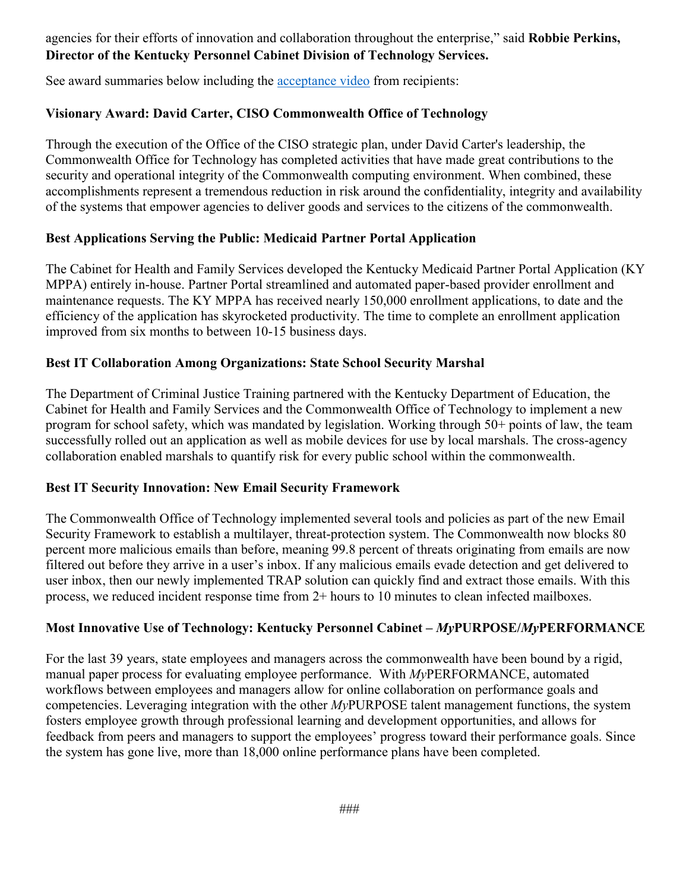agencies for their efforts of innovation and collaboration throughout the enterprise," said **Robbie Perkins, Director of the Kentucky Personnel Cabinet Division of Technology Services.**

See award summaries below including the [acceptance video](#) from recipients:

**Visionary Award: David Carter, CISO Commonwealth Office of Technology**

Through the execution of the Office of the CISO strategic plan, under David Carter's leadership, the Commonwealth Office for Technology has completed activities that have made great contributions to the security and operational integrity of the Commonwealth computing environment. When combined, these accomplishments represent a tremendous reduction in risk around the confidentiality, integrity and availability of the systems that empower agencies to deliver goods and services to the citizens of the commonwealth.

**Best Applications Serving the Public: Medicaid Partner Portal Application**

The Cabinet for Health and Family Services developed the Kentucky Medicaid Partner Portal Application (KY MPPA) entirely in-house. Partner Portal streamlined and automated paper-based provider enrollment and maintenance requests. The KY MPPA has received nearly 150,000 enrollment applications, to date and the efficiency of the application has skyrocketed productivity. The time to complete an enrollment application improved from six months to between 10-15 business days.

**Best IT Collaboration Among Organizations: State School Security Marshal**

The Department of Criminal Justice Training partnered with the Kentucky Department of Education, the Cabinet for Health and Family Services and the Commonwealth Office of Technology to implement a new program for school safety, which was mandated by legislation. Working through 50+ points of law, the team successfully rolled out an application as well as mobile devices for use by local marshals. The cross-agency collaboration enabled marshals to quantify risk for every public school within the commonwealth.

**Best IT Security Innovation: New Email Security Framework**

The Commonwealth Office of Technology implemented several tools and policies as part of the new Email Security Framework to establish a multilayer, threat-protection system. The Commonwealth now blocks 80 percent more malicious emails than before, meaning 99.8 percent of threats originating from emails are now filtered out before they arrive in a user's inbox. If any malicious emails evade detection and get delivered to user inbox, then our newly implemented TRAP solution can quickly find and extract those emails. With this process, we reduced incident response time from 2+ hours to 10 minutes to clean infected mailboxes.

**Most Innovative Use of Technology: Kentucky Personnel Cabinet – *My*PURPOSE/*My*PERFORMANCE**

For the last 39 years, state employees and managers across the commonwealth have been bound by a rigid, manual paper process for evaluating employee performance. With *My*PERFORMANCE, automated workflows between employees and managers allow for online collaboration on performance goals and competencies. Leveraging integration with the other *My*PURPOSE talent management functions, the system fosters employee growth through professional learning and development opportunities, and allows for feedback from peers and managers to support the employees' progress toward their performance goals. Since the system has gone live, more than 18,000 online performance plans have been completed.

###